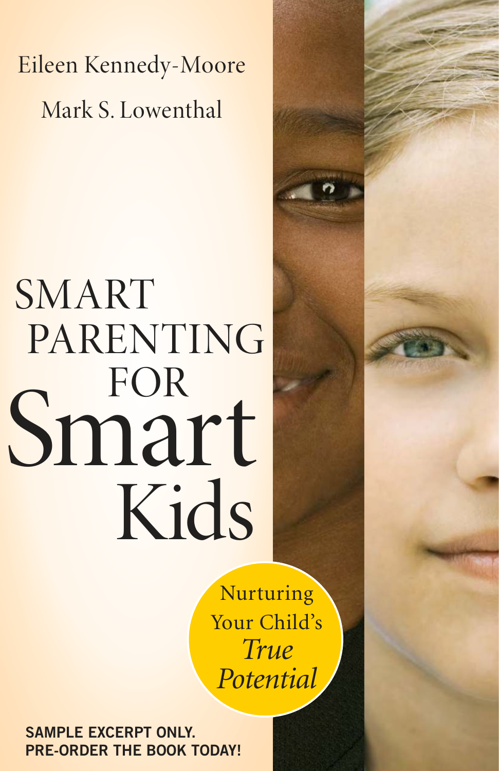Eileen Kennedy-Moore

Mark S. Lowenthal

# SMART PARENTING FOR Smart Kids

Nurturing Your Child's *True Potential*

**SAMPLE EXCERPT ONLY.
PRE-ORDER THE BOOK TODAY!**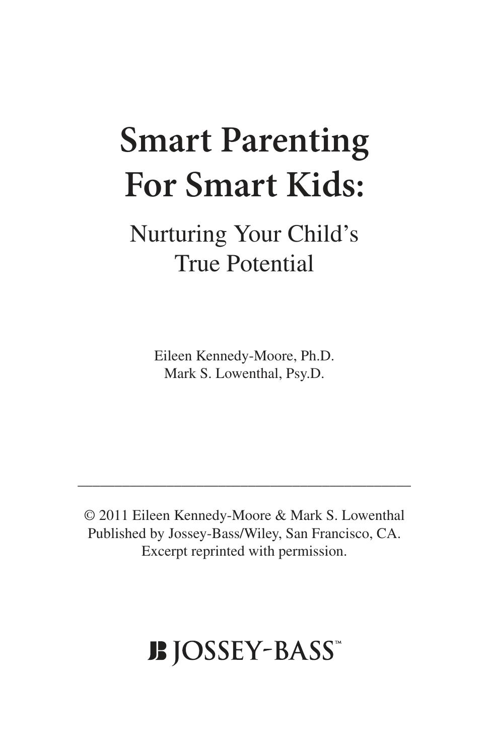# Smart Parenting For Smart Kids:

## Nurturing Your Child's True Potential

Eileen Kennedy-Moore, Ph.D.
Mark S. Lowenthal, Psy.D.

---

© 2011 Eileen Kennedy-Moore & Mark S. Lowenthal
Published by Jossey-Bass/Wiley, San Francisco, CA.
Excerpt reprinted with permission.

JB JOSSEY-BASS™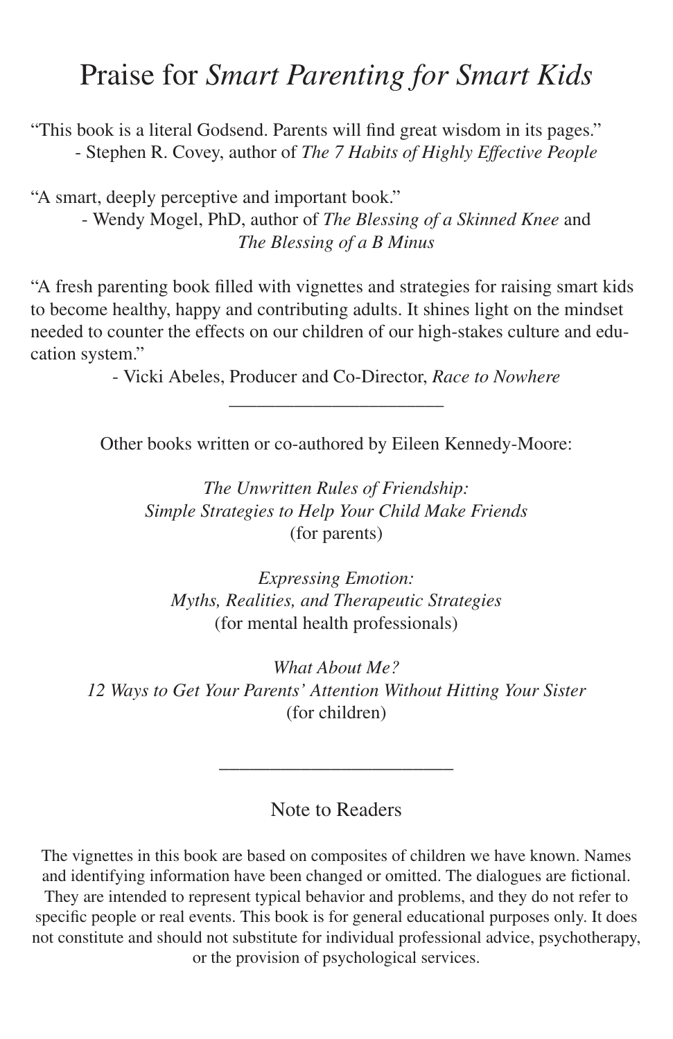# Praise for *Smart Parenting for Smart Kids*

"This book is a literal Godsend. Parents will find great wisdom in its pages."
- Stephen R. Covey, author of *The 7 Habits of Highly Effective People*

"A smart, deeply perceptive and important book."
- Wendy Mogel, PhD, author of *The Blessing of a Skinned Knee* and *The Blessing of a B Minus*

"A fresh parenting book filled with vignettes and strategies for raising smart kids to become healthy, happy and contributing adults. It shines light on the mindset needed to counter the effects on our children of our high-stakes culture and education system."
- Vicki Abeles, Producer and Co-Director, *Race to Nowhere*

---

Other books written or co-authored by Eileen Kennedy-Moore:

*The Unwritten Rules of Friendship: Simple Strategies to Help Your Child Make Friends*
(for parents)

*Expressing Emotion: Myths, Realities, and Therapeutic Strategies*
(for mental health professionals)

*What About Me? 12 Ways to Get Your Parents' Attention Without Hitting Your Sister*
(for children)

---

## Note to Readers

The vignettes in this book are based on composites of children we have known. Names and identifying information have been changed or omitted. The dialogues are fictional. They are intended to represent typical behavior and problems, and they do not refer to specific people or real events. This book is for general educational purposes only. It does not constitute and should not substitute for individual professional advice, psychotherapy, or the provision of psychological services.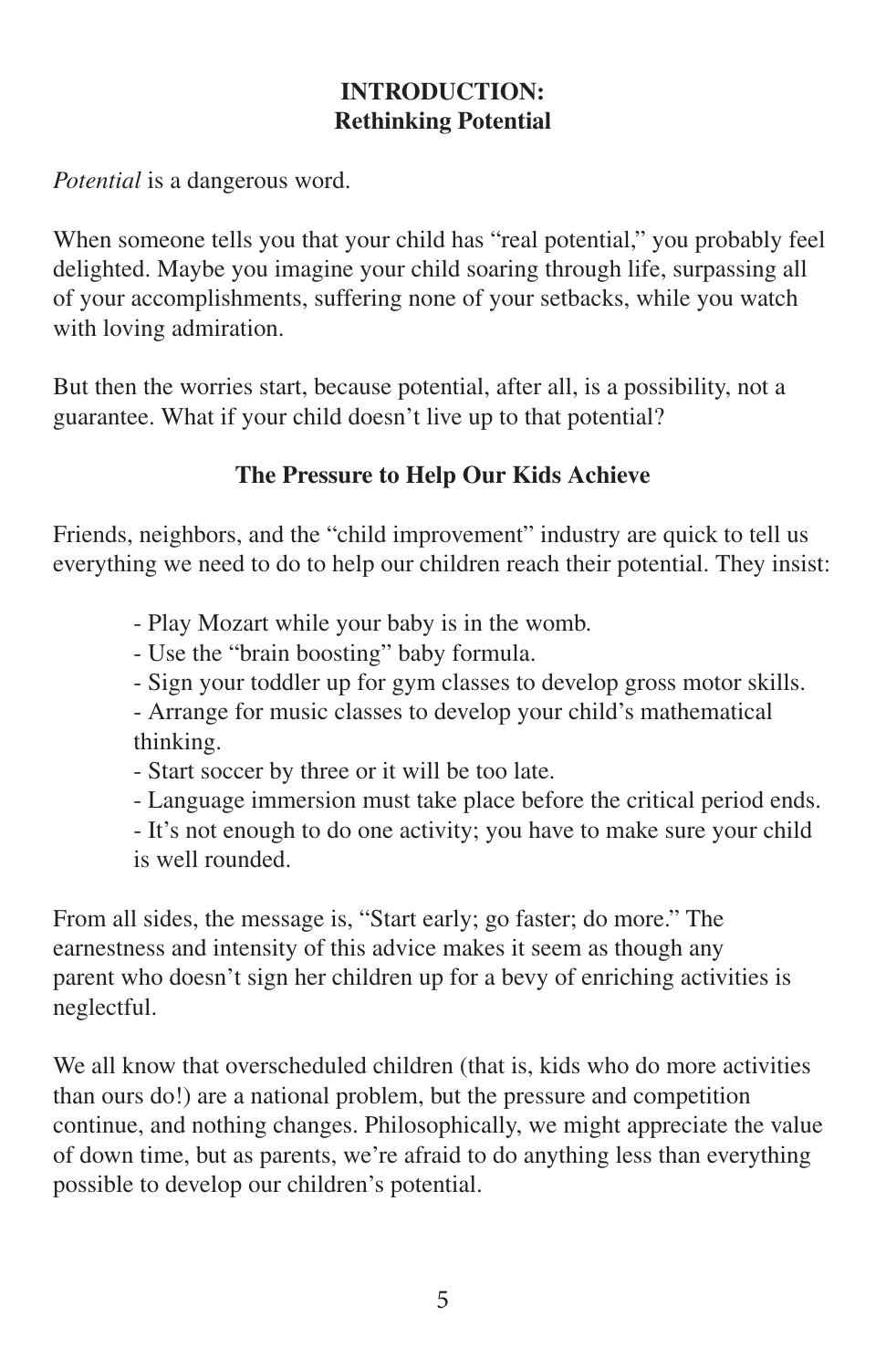# INTRODUCTION:
# Rethinking Potential

*Potential* is a dangerous word.

When someone tells you that your child has "real potential," you probably feel delighted. Maybe you imagine your child soaring through life, surpassing all of your accomplishments, suffering none of your setbacks, while you watch with loving admiration.

But then the worries start, because potential, after all, is a possibility, not a guarantee. What if your child doesn't live up to that potential?

## The Pressure to Help Our Kids Achieve

Friends, neighbors, and the "child improvement" industry are quick to tell us everything we need to do to help our children reach their potential. They insist:

- Play Mozart while your baby is in the womb.
- Use the "brain boosting" baby formula.
- Sign your toddler up for gym classes to develop gross motor skills.
- Arrange for music classes to develop your child's mathematical thinking.
- Start soccer by three or it will be too late.
- Language immersion must take place before the critical period ends.
- It's not enough to do one activity; you have to make sure your child is well rounded.

From all sides, the message is, "Start early; go faster; do more." The earnestness and intensity of this advice makes it seem as though any parent who doesn't sign her children up for a bevy of enriching activities is neglectful.

We all know that overscheduled children (that is, kids who do more activities than ours do!) are a national problem, but the pressure and competition continue, and nothing changes. Philosophically, we might appreciate the value of down time, but as parents, we're afraid to do anything less than everything possible to develop our children's potential.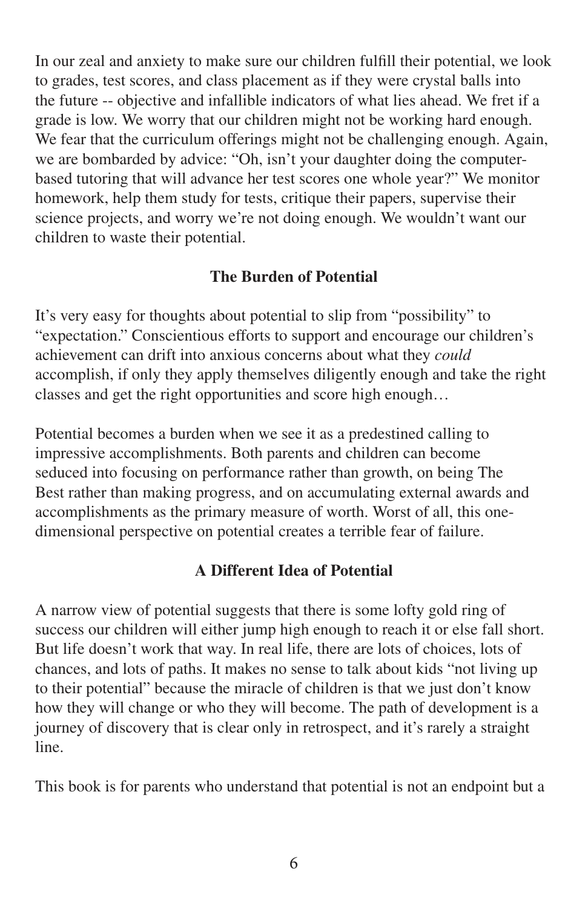In our zeal and anxiety to make sure our children fulfill their potential, we look to grades, test scores, and class placement as if they were crystal balls into the future -- objective and infallible indicators of what lies ahead. We fret if a grade is low. We worry that our children might not be working hard enough. We fear that the curriculum offerings might not be challenging enough. Again, we are bombarded by advice: "Oh, isn't your daughter doing the computer-based tutoring that will advance her test scores one whole year?" We monitor homework, help them study for tests, critique their papers, supervise their science projects, and worry we're not doing enough. We wouldn't want our children to waste their potential.

## The Burden of Potential

It's very easy for thoughts about potential to slip from "possibility" to "expectation." Conscientious efforts to support and encourage our children's achievement can drift into anxious concerns about what they *could* accomplish, if only they apply themselves diligently enough and take the right classes and get the right opportunities and score high enough…

Potential becomes a burden when we see it as a predestined calling to impressive accomplishments. Both parents and children can become seduced into focusing on performance rather than growth, on being The Best rather than making progress, and on accumulating external awards and accomplishments as the primary measure of worth. Worst of all, this one-dimensional perspective on potential creates a terrible fear of failure.

## A Different Idea of Potential

A narrow view of potential suggests that there is some lofty gold ring of success our children will either jump high enough to reach it or else fall short. But life doesn't work that way. In real life, there are lots of choices, lots of chances, and lots of paths. It makes no sense to talk about kids "not living up to their potential" because the miracle of children is that we just don't know how they will change or who they will become. The path of development is a journey of discovery that is clear only in retrospect, and it's rarely a straight line.

This book is for parents who understand that potential is not an endpoint but a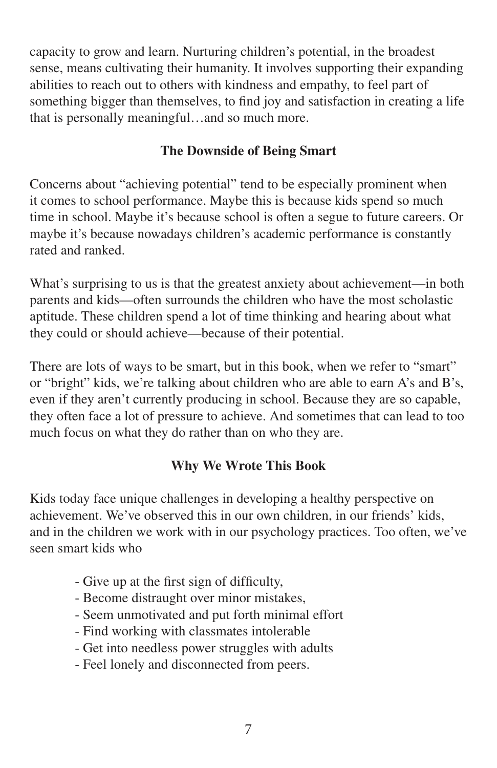capacity to grow and learn. Nurturing children's potential, in the broadest sense, means cultivating their humanity. It involves supporting their expanding abilities to reach out to others with kindness and empathy, to feel part of something bigger than themselves, to find joy and satisfaction in creating a life that is personally meaningful…and so much more.

## The Downside of Being Smart

Concerns about "achieving potential" tend to be especially prominent when it comes to school performance. Maybe this is because kids spend so much time in school. Maybe it's because school is often a segue to future careers. Or maybe it's because nowadays children's academic performance is constantly rated and ranked.

What's surprising to us is that the greatest anxiety about achievement—in both parents and kids—often surrounds the children who have the most scholastic aptitude. These children spend a lot of time thinking and hearing about what they could or should achieve—because of their potential.

There are lots of ways to be smart, but in this book, when we refer to "smart" or "bright" kids, we're talking about children who are able to earn A's and B's, even if they aren't currently producing in school. Because they are so capable, they often face a lot of pressure to achieve. And sometimes that can lead to too much focus on what they do rather than on who they are.

## Why We Wrote This Book

Kids today face unique challenges in developing a healthy perspective on achievement. We've observed this in our own children, in our friends' kids, and in the children we work with in our psychology practices. Too often, we've seen smart kids who

- Give up at the first sign of difficulty,
- Become distraught over minor mistakes,
- Seem unmotivated and put forth minimal effort
- Find working with classmates intolerable
- Get into needless power struggles with adults
- Feel lonely and disconnected from peers.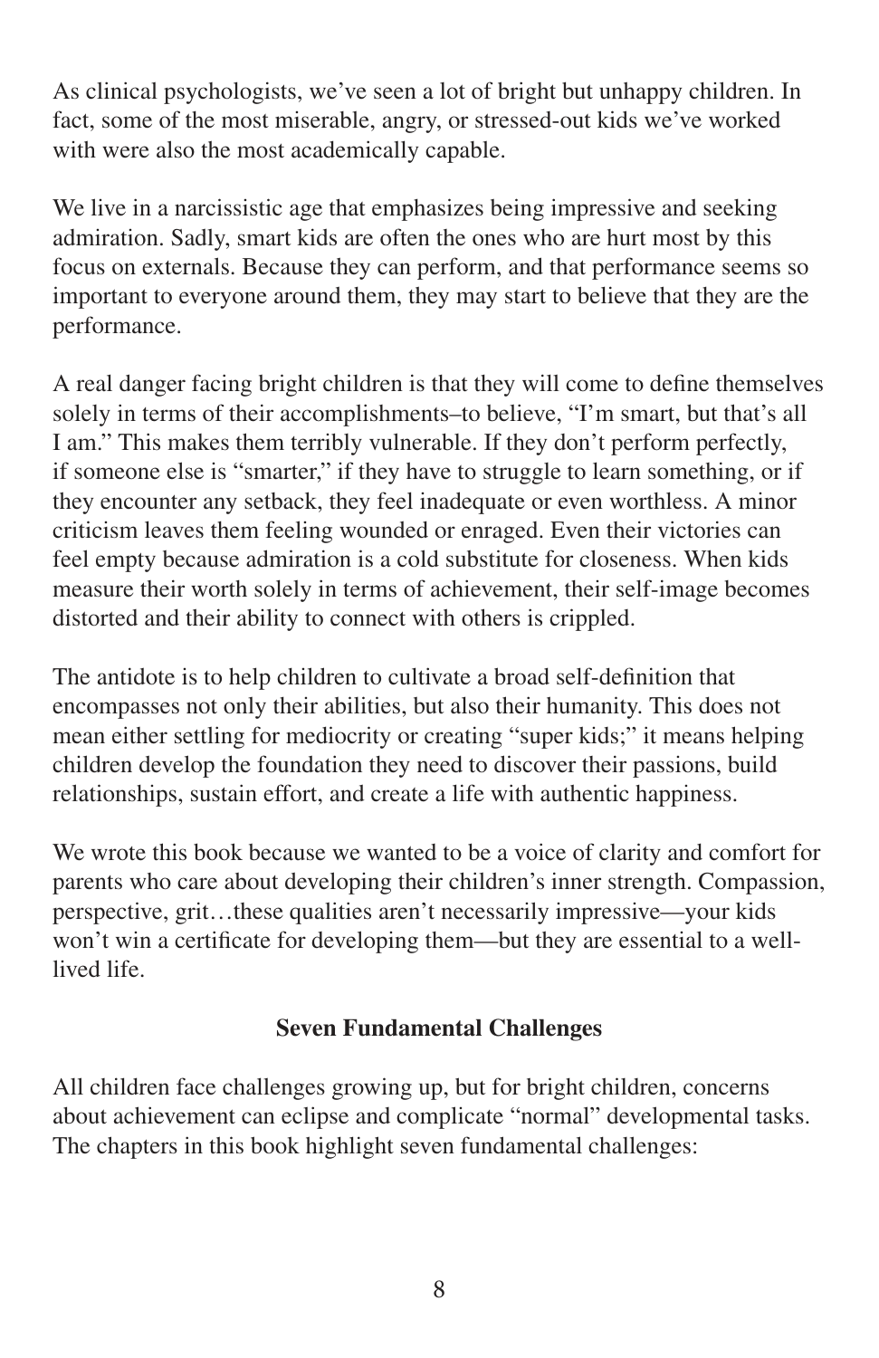As clinical psychologists, we've seen a lot of bright but unhappy children. In fact, some of the most miserable, angry, or stressed-out kids we've worked with were also the most academically capable.

We live in a narcissistic age that emphasizes being impressive and seeking admiration. Sadly, smart kids are often the ones who are hurt most by this focus on externals. Because they can perform, and that performance seems so important to everyone around them, they may start to believe that they are the performance.

A real danger facing bright children is that they will come to define themselves solely in terms of their accomplishments–to believe, "I'm smart, but that's all I am." This makes them terribly vulnerable. If they don't perform perfectly, if someone else is "smarter," if they have to struggle to learn something, or if they encounter any setback, they feel inadequate or even worthless. A minor criticism leaves them feeling wounded or enraged. Even their victories can feel empty because admiration is a cold substitute for closeness. When kids measure their worth solely in terms of achievement, their self-image becomes distorted and their ability to connect with others is crippled.

The antidote is to help children to cultivate a broad self-definition that encompasses not only their abilities, but also their humanity. This does not mean either settling for mediocrity or creating "super kids;" it means helping children develop the foundation they need to discover their passions, build relationships, sustain effort, and create a life with authentic happiness.

We wrote this book because we wanted to be a voice of clarity and comfort for parents who care about developing their children's inner strength. Compassion, perspective, grit…these qualities aren't necessarily impressive—your kids won't win a certificate for developing them—but they are essential to a well-lived life.

## Seven Fundamental Challenges

All children face challenges growing up, but for bright children, concerns about achievement can eclipse and complicate "normal" developmental tasks. The chapters in this book highlight seven fundamental challenges: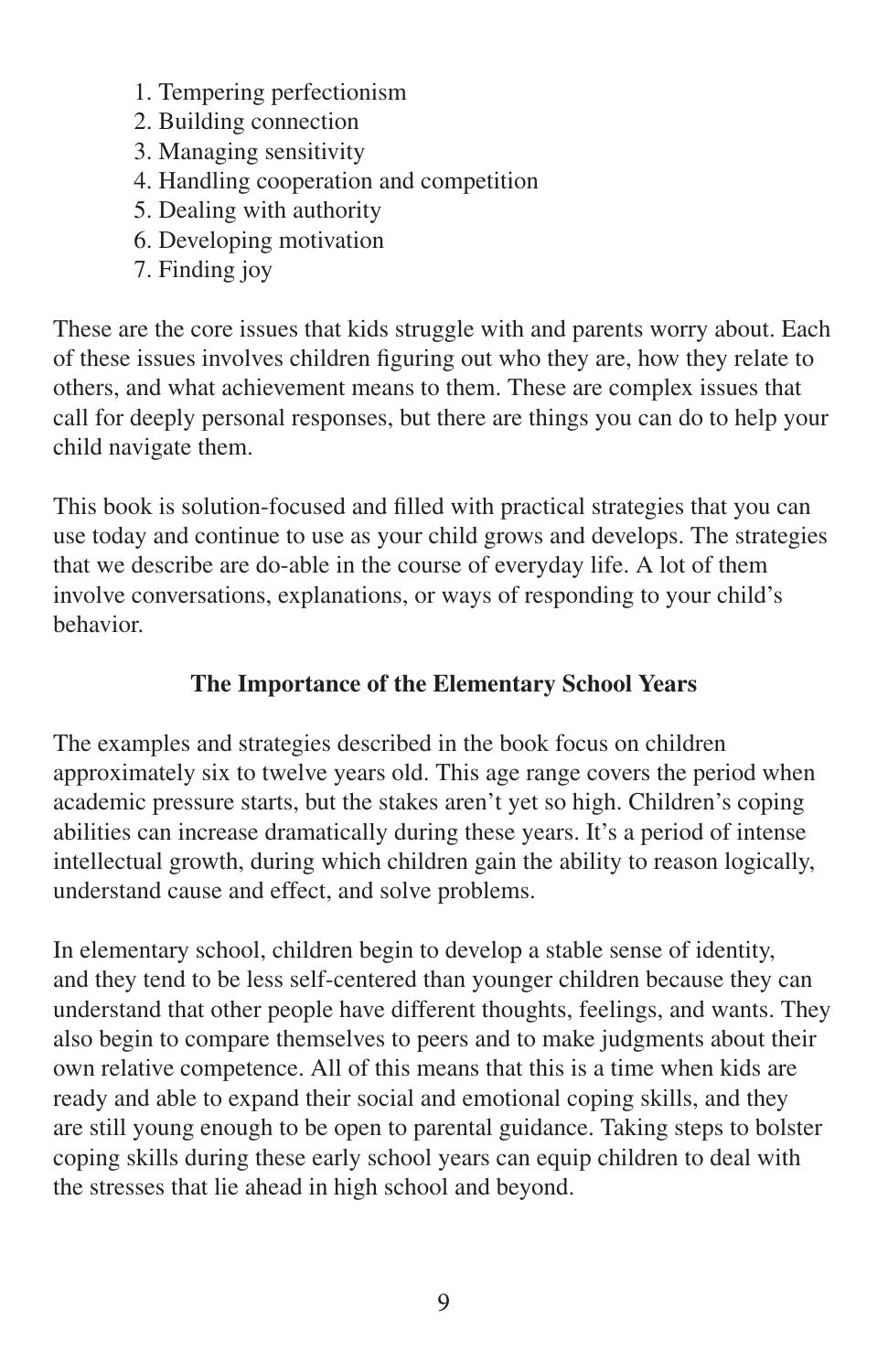1. Tempering perfectionism
2. Building connection
3. Managing sensitivity
4. Handling cooperation and competition
5. Dealing with authority
6. Developing motivation
7. Finding joy

These are the core issues that kids struggle with and parents worry about. Each of these issues involves children figuring out who they are, how they relate to others, and what achievement means to them. These are complex issues that call for deeply personal responses, but there are things you can do to help your child navigate them.

This book is solution-focused and filled with practical strategies that you can use today and continue to use as your child grows and develops. The strategies that we describe are do-able in the course of everyday life. A lot of them involve conversations, explanations, or ways of responding to your child's behavior.

## The Importance of the Elementary School Years

The examples and strategies described in the book focus on children approximately six to twelve years old. This age range covers the period when academic pressure starts, but the stakes aren't yet so high. Children's coping abilities can increase dramatically during these years. It's a period of intense intellectual growth, during which children gain the ability to reason logically, understand cause and effect, and solve problems.

In elementary school, children begin to develop a stable sense of identity, and they tend to be less self-centered than younger children because they can understand that other people have different thoughts, feelings, and wants. They also begin to compare themselves to peers and to make judgments about their own relative competence. All of this means that this is a time when kids are ready and able to expand their social and emotional coping skills, and they are still young enough to be open to parental guidance. Taking steps to bolster coping skills during these early school years can equip children to deal with the stresses that lie ahead in high school and beyond.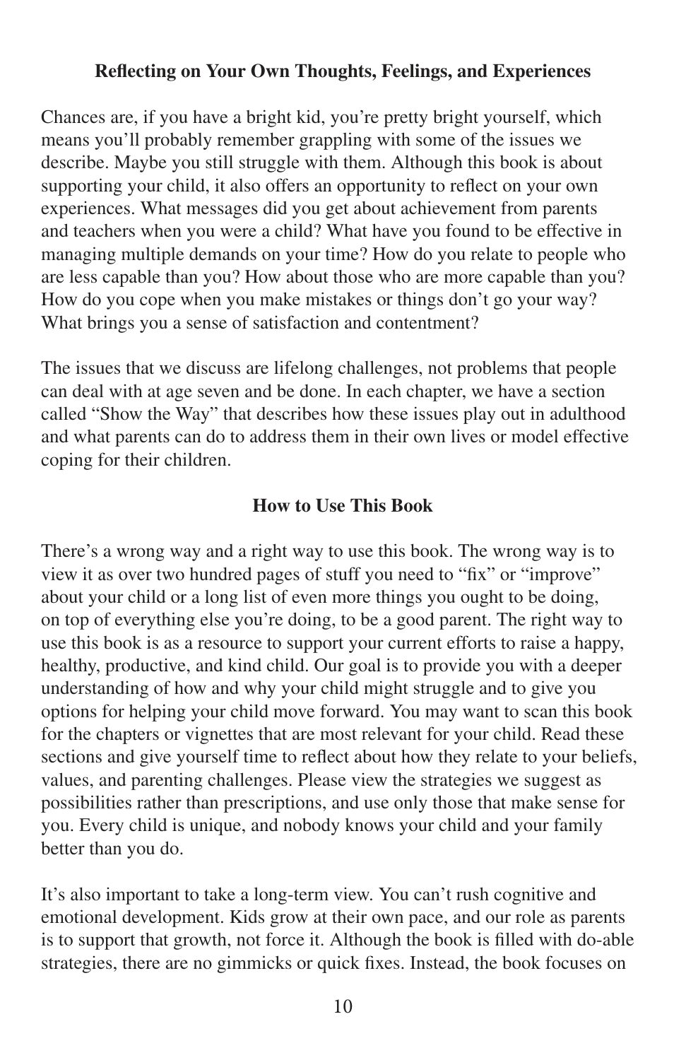### Reflecting on Your Own Thoughts, Feelings, and Experiences

Chances are, if you have a bright kid, you're pretty bright yourself, which means you'll probably remember grappling with some of the issues we describe. Maybe you still struggle with them. Although this book is about supporting your child, it also offers an opportunity to reflect on your own experiences. What messages did you get about achievement from parents and teachers when you were a child? What have you found to be effective in managing multiple demands on your time? How do you relate to people who are less capable than you? How about those who are more capable than you? How do you cope when you make mistakes or things don't go your way? What brings you a sense of satisfaction and contentment?

The issues that we discuss are lifelong challenges, not problems that people can deal with at age seven and be done. In each chapter, we have a section called "Show the Way" that describes how these issues play out in adulthood and what parents can do to address them in their own lives or model effective coping for their children.

### How to Use This Book

There's a wrong way and a right way to use this book. The wrong way is to view it as over two hundred pages of stuff you need to "fix" or "improve" about your child or a long list of even more things you ought to be doing, on top of everything else you're doing, to be a good parent. The right way to use this book is as a resource to support your current efforts to raise a happy, healthy, productive, and kind child. Our goal is to provide you with a deeper understanding of how and why your child might struggle and to give you options for helping your child move forward. You may want to scan this book for the chapters or vignettes that are most relevant for your child. Read these sections and give yourself time to reflect about how they relate to your beliefs, values, and parenting challenges. Please view the strategies we suggest as possibilities rather than prescriptions, and use only those that make sense for you. Every child is unique, and nobody knows your child and your family better than you do.

It's also important to take a long-term view. You can't rush cognitive and emotional development. Kids grow at their own pace, and our role as parents is to support that growth, not force it. Although the book is filled with do-able strategies, there are no gimmicks or quick fixes. Instead, the book focuses on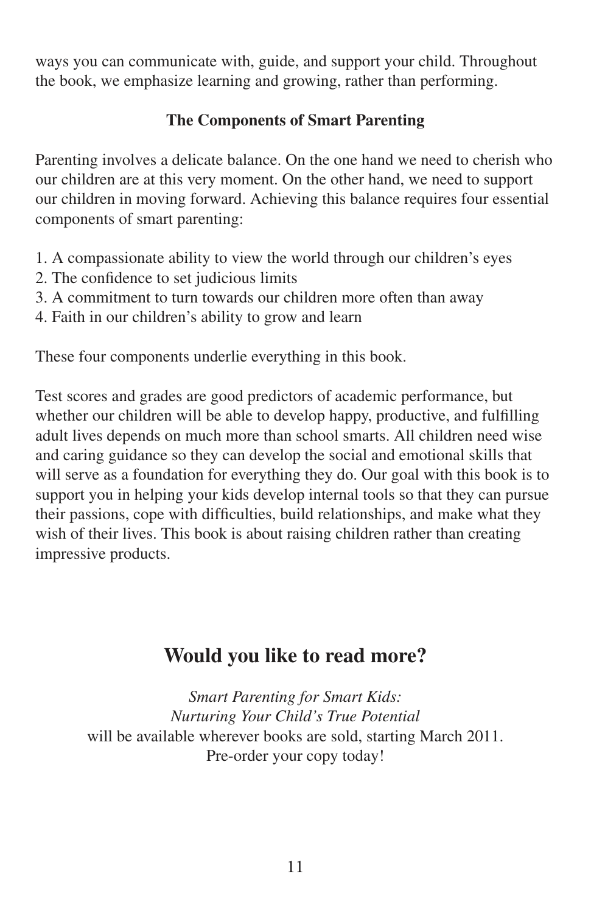ways you can communicate with, guide, and support your child. Throughout the book, we emphasize learning and growing, rather than performing.

### The Components of Smart Parenting

Parenting involves a delicate balance. On the one hand we need to cherish who our children are at this very moment. On the other hand, we need to support our children in moving forward. Achieving this balance requires four essential components of smart parenting:

1. A compassionate ability to view the world through our children's eyes
2. The confidence to set judicious limits
3. A commitment to turn towards our children more often than away
4. Faith in our children's ability to grow and learn

These four components underlie everything in this book.

Test scores and grades are good predictors of academic performance, but whether our children will be able to develop happy, productive, and fulfilling adult lives depends on much more than school smarts. All children need wise and caring guidance so they can develop the social and emotional skills that will serve as a foundation for everything they do. Our goal with this book is to support you in helping your kids develop internal tools so that they can pursue their passions, cope with difficulties, build relationships, and make what they wish of their lives. This book is about raising children rather than creating impressive products.

## Would you like to read more?

*Smart Parenting for Smart Kids:*
*Nurturing Your Child's True Potential*
will be available wherever books are sold, starting March 2011.
Pre-order your copy today!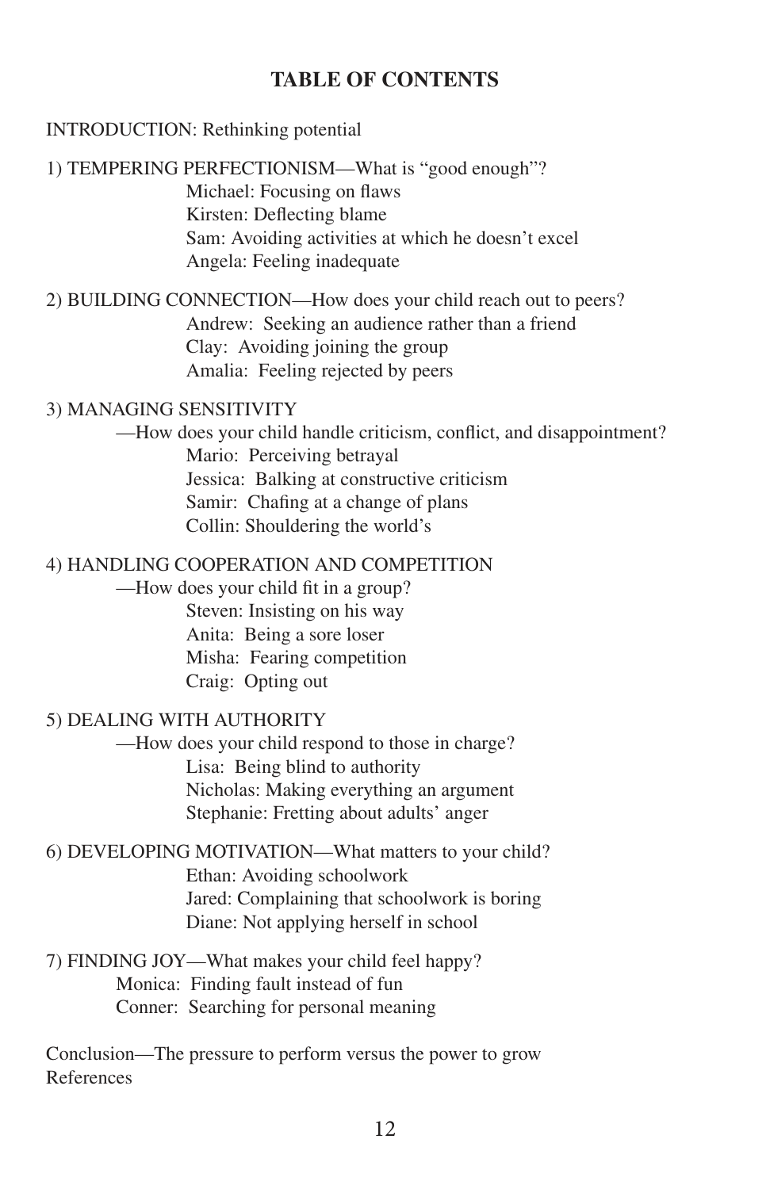## TABLE OF CONTENTS

INTRODUCTION: Rethinking potential

1) TEMPERING PERFECTIONISM—What is "good enough"?
   - Michael: Focusing on flaws
   - Kirsten: Deflecting blame
   - Sam: Avoiding activities at which he doesn't excel
   - Angela: Feeling inadequate

2) BUILDING CONNECTION—How does your child reach out to peers?
   - Andrew: Seeking an audience rather than a friend
   - Clay: Avoiding joining the group
   - Amalia: Feeling rejected by peers

3) MANAGING SENSITIVITY
   —How does your child handle criticism, conflict, and disappointment?
   - Mario: Perceiving betrayal
   - Jessica: Balking at constructive criticism
   - Samir: Chafing at a change of plans
   - Collin: Shouldering the world's

4) HANDLING COOPERATION AND COMPETITION
   —How does your child fit in a group?
   - Steven: Insisting on his way
   - Anita: Being a sore loser
   - Misha: Fearing competition
   - Craig: Opting out

5) DEALING WITH AUTHORITY
   —How does your child respond to those in charge?
   - Lisa: Being blind to authority
   - Nicholas: Making everything an argument
   - Stephanie: Fretting about adults' anger

6) DEVELOPING MOTIVATION—What matters to your child?
   - Ethan: Avoiding schoolwork
   - Jared: Complaining that schoolwork is boring
   - Diane: Not applying herself in school

7) FINDING JOY—What makes your child feel happy?
   - Monica: Finding fault instead of fun
   - Conner: Searching for personal meaning

Conclusion—The pressure to perform versus the power to grow

References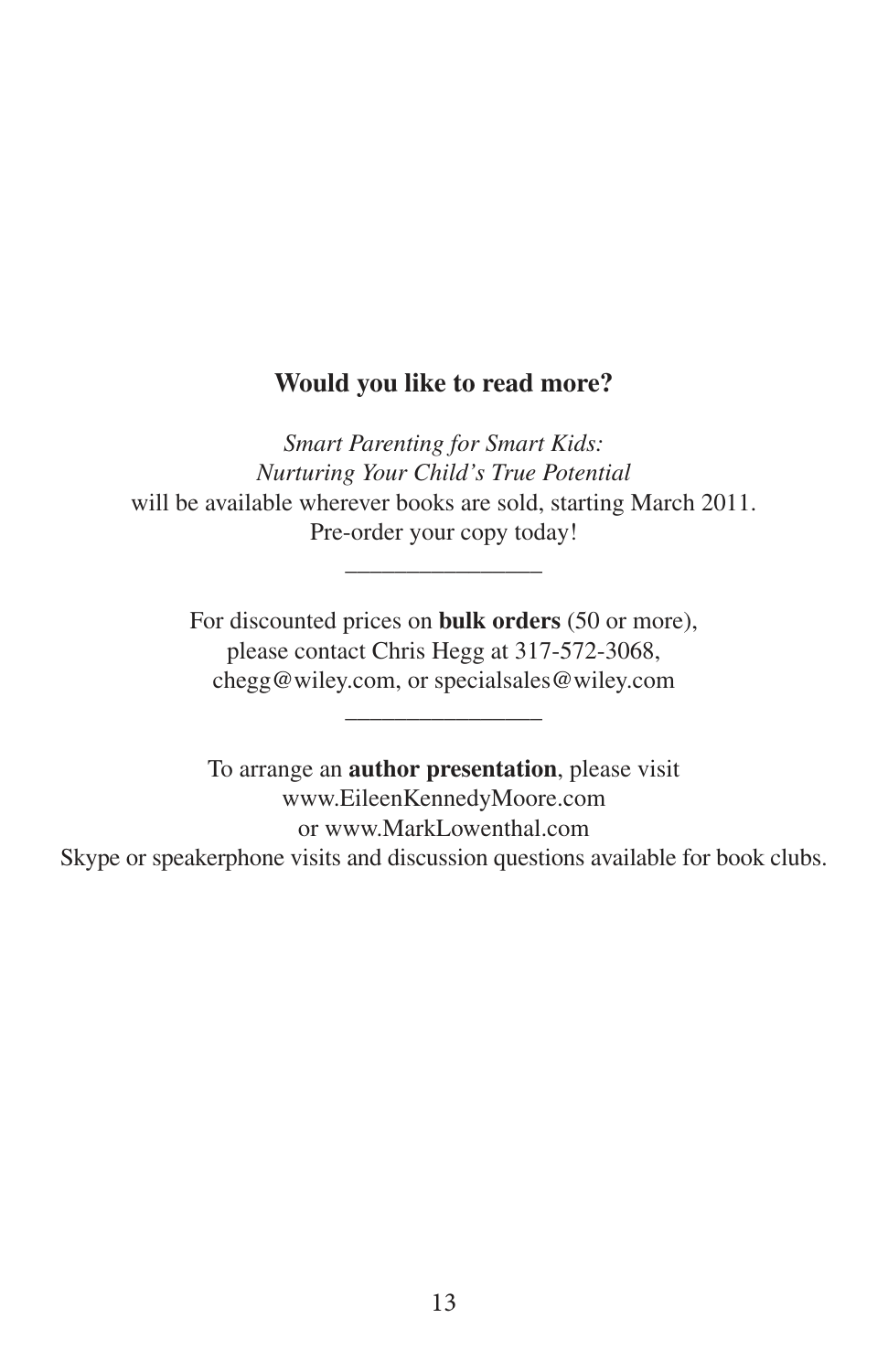**Would you like to read more?**

*Smart Parenting for Smart Kids:*
*Nurturing Your Child's True Potential*
will be available wherever books are sold, starting March 2011.
Pre-order your copy today!

---

For discounted prices on **bulk orders** (50 or more),
please contact Chris Hegg at 317-572-3068,
chegg@wiley.com, or specialsales@wiley.com

---

To arrange an **author presentation**, please visit
www.EileenKennedyMoore.com
or www.MarkLowenthal.com
Skype or speakerphone visits and discussion questions available for book clubs.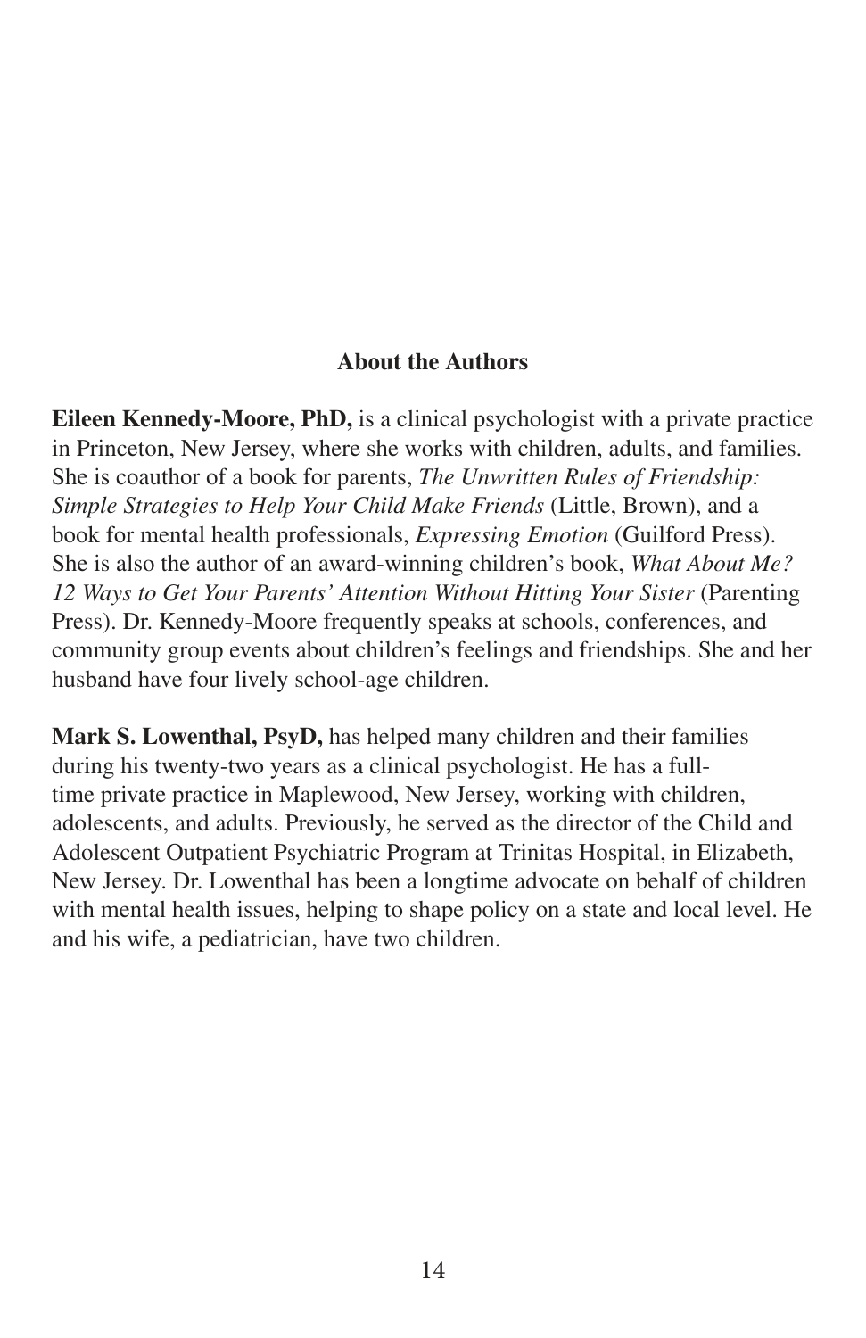## About the Authors

**Eileen Kennedy-Moore, PhD,** is a clinical psychologist with a private practice in Princeton, New Jersey, where she works with children, adults, and families. She is coauthor of a book for parents, *The Unwritten Rules of Friendship: Simple Strategies to Help Your Child Make Friends* (Little, Brown), and a book for mental health professionals, *Expressing Emotion* (Guilford Press). She is also the author of an award-winning children's book, *What About Me? 12 Ways to Get Your Parents' Attention Without Hitting Your Sister* (Parenting Press). Dr. Kennedy-Moore frequently speaks at schools, conferences, and community group events about children's feelings and friendships. She and her husband have four lively school-age children.

**Mark S. Lowenthal, PsyD,** has helped many children and their families during his twenty-two years as a clinical psychologist. He has a full-time private practice in Maplewood, New Jersey, working with children, adolescents, and adults. Previously, he served as the director of the Child and Adolescent Outpatient Psychiatric Program at Trinitas Hospital, in Elizabeth, New Jersey. Dr. Lowenthal has been a longtime advocate on behalf of children with mental health issues, helping to shape policy on a state and local level. He and his wife, a pediatrician, have two children.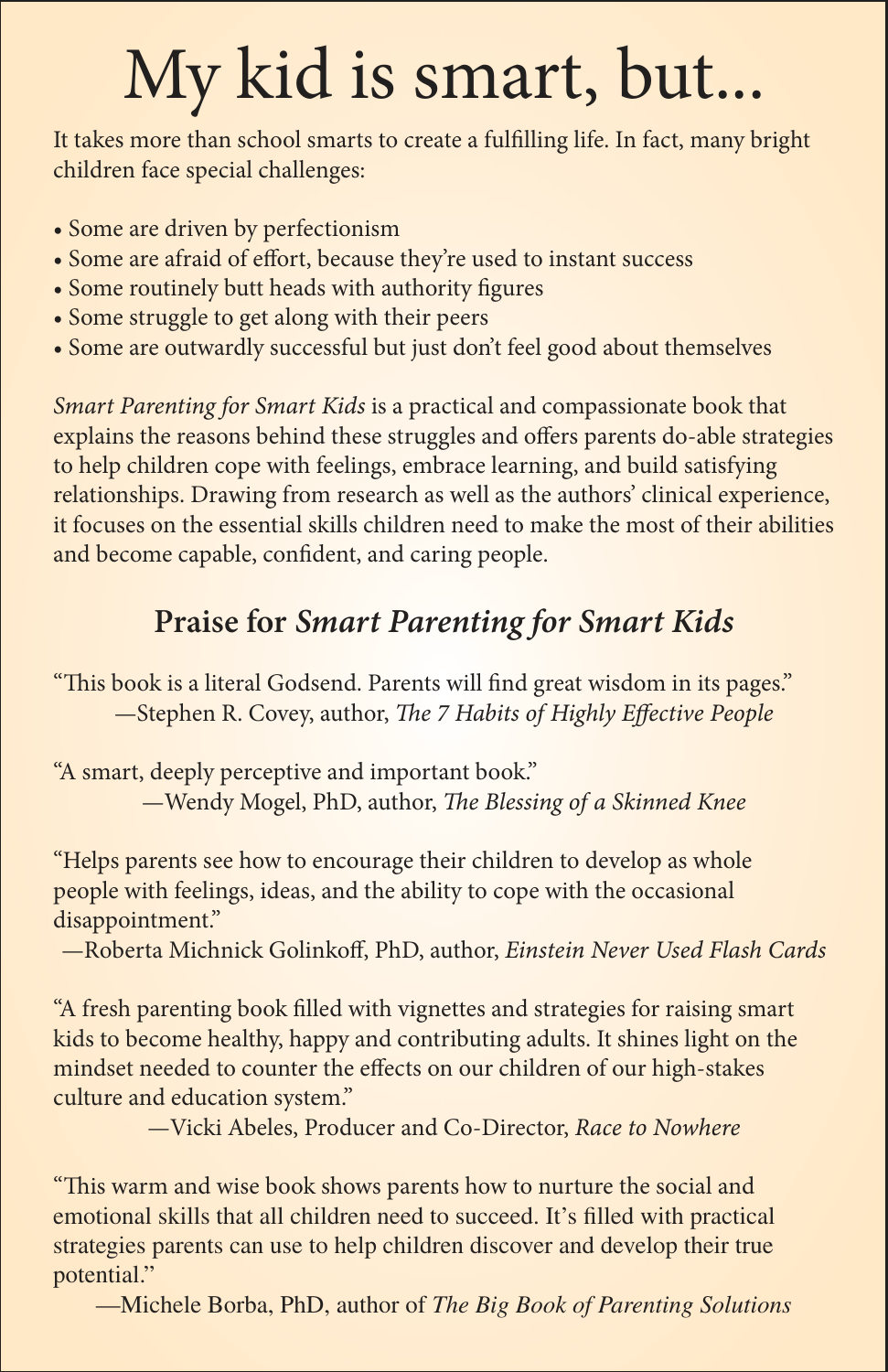# My kid is smart, but...

It takes more than school smarts to create a fulfilling life. In fact, many bright children face special challenges:

- Some are driven by perfectionism
- Some are afraid of effort, because they're used to instant success
- Some routinely butt heads with authority figures
- Some struggle to get along with their peers
- Some are outwardly successful but just don't feel good about themselves

*Smart Parenting for Smart Kids* is a practical and compassionate book that explains the reasons behind these struggles and offers parents do-able strategies to help children cope with feelings, embrace learning, and build satisfying relationships. Drawing from research as well as the authors' clinical experience, it focuses on the essential skills children need to make the most of their abilities and become capable, confident, and caring people.

## Praise for *Smart Parenting for Smart Kids*

"This book is a literal Godsend. Parents will find great wisdom in its pages."
—Stephen R. Covey, author, *The 7 Habits of Highly Effective People*

"A smart, deeply perceptive and important book."
—Wendy Mogel, PhD, author, *The Blessing of a Skinned Knee*

"Helps parents see how to encourage their children to develop as whole people with feelings, ideas, and the ability to cope with the occasional disappointment."
—Roberta Michnick Golinkoff, PhD, author, *Einstein Never Used Flash Cards*

"A fresh parenting book filled with vignettes and strategies for raising smart kids to become healthy, happy and contributing adults. It shines light on the mindset needed to counter the effects on our children of our high-stakes culture and education system."
—Vicki Abeles, Producer and Co-Director, *Race to Nowhere*

"This warm and wise book shows parents how to nurture the social and emotional skills that all children need to succeed. It's filled with practical strategies parents can use to help children discover and develop their true potential."
—Michele Borba, PhD, author of *The Big Book of Parenting Solutions*